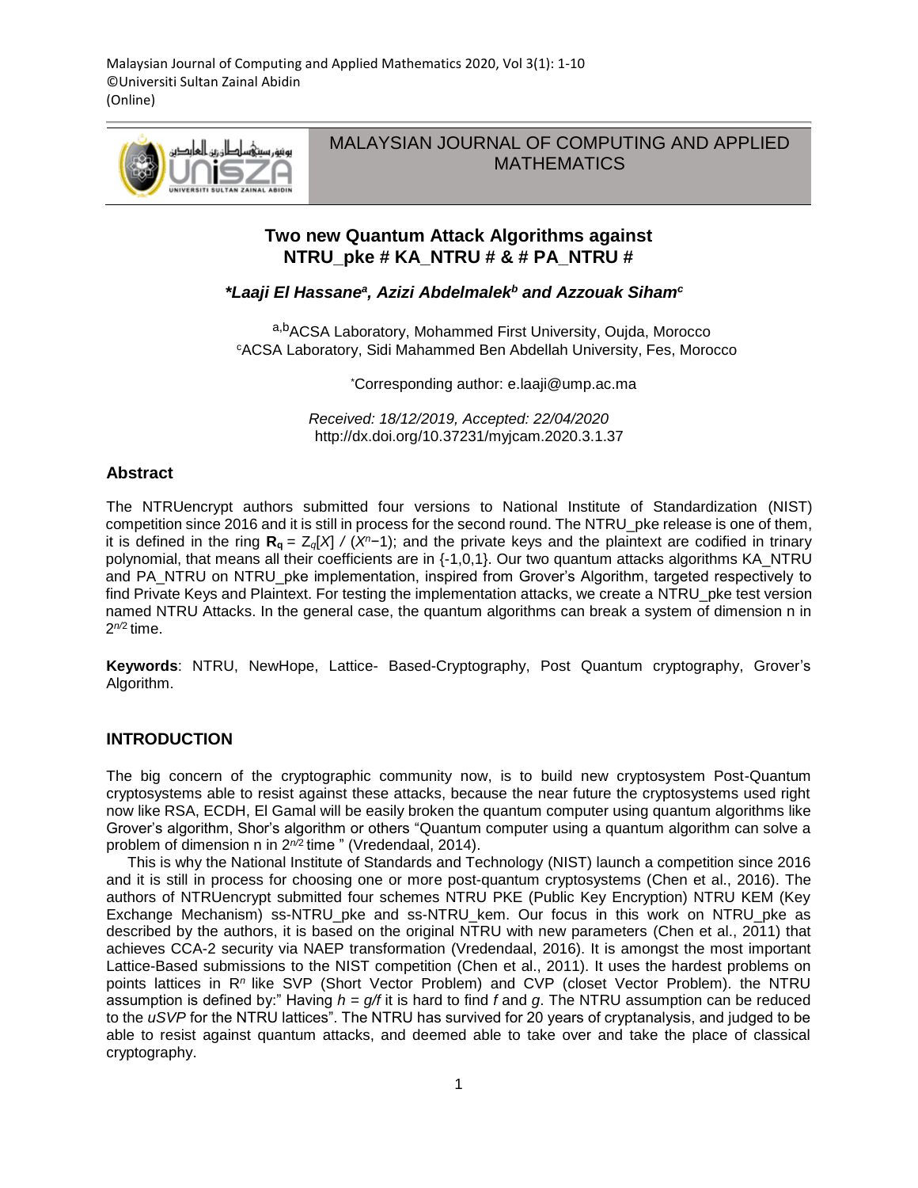Malaysian Journal of Computing and Applied Mathematics 2020, Vol 3(1): 1-10
©Universiti Sultan Zainal Abidin
(Online)

MALAYSIAN JOURNAL OF COMPUTING AND APPLIED MATHEMATICS

# Two new Quantum Attack Algorithms against NTRU_pke # KA_NTRU # & # PA_NTRU #

***Laaji El Hassane[a], Azizi Abdelmalek[b] and Azzouak Siham[c]***

[a,b]ACSA Laboratory, Mohammed First University, Oujda, Morocco
[c]ACSA Laboratory, Sidi Mahammed Ben Abdellah University, Fes, Morocco

*Corresponding author: e.laaji@ump.ac.ma

*Received: 18/12/2019, Accepted: 22/04/2020*
http://dx.doi.org/10.37231/myjcam.2020.3.1.37

## Abstract

The NTRUencrypt authors submitted four versions to National Institute of Standardization (NIST) competition since 2016 and it is still in process for the second round. The NTRU_pke release is one of them, it is defined in the ring $\mathbf{R_q} = Z_q[X] / (X^n-1)$; and the private keys and the plaintext are codified in trinary polynomial, that means all their coefficients are in {-1,0,1}. Our two quantum attacks algorithms KA_NTRU and PA_NTRU on NTRU_pke implementation, inspired from Grover's Algorithm, targeted respectively to find Private Keys and Plaintext. For testing the implementation attacks, we create a NTRU_pke test version named NTRU Attacks. In the general case, the quantum algorithms can break a system of dimension n in $2^{n/2}$ time.

**Keywords**: NTRU, NewHope, Lattice- Based-Cryptography, Post Quantum cryptography, Grover's Algorithm.

## INTRODUCTION

The big concern of the cryptographic community now, is to build new cryptosystem Post-Quantum cryptosystems able to resist against these attacks, because the near future the cryptosystems used right now like RSA, ECDH, El Gamal will be easily broken the quantum computer using quantum algorithms like Grover's algorithm, Shor's algorithm or others "Quantum computer using a quantum algorithm can solve a problem of dimension n in $2^{n/2}$ time " (Vredendaal, 2014).

This is why the National Institute of Standards and Technology (NIST) launch a competition since 2016 and it is still in process for choosing one or more post-quantum cryptosystems (Chen et al., 2016). The authors of NTRUencrypt submitted four schemes NTRU PKE (Public Key Encryption) NTRU KEM (Key Exchange Mechanism) ss-NTRU_pke and ss-NTRU_kem. Our focus in this work on NTRU_pke as described by the authors, it is based on the original NTRU with new parameters (Chen et al., 2011) that achieves CCA-2 security via NAEP transformation (Vredendaal, 2016). It is amongst the most important Lattice-Based submissions to the NIST competition (Chen et al., 2011). It uses the hardest problems on points lattices in $R^n$ like SVP (Short Vector Problem) and CVP (closet Vector Problem). the NTRU assumption is defined by:" Having $h = g/f$ it is hard to find $f$ and $g$. The NTRU assumption can be reduced to the *uSVP* for the NTRU lattices". The NTRU has survived for 20 years of cryptanalysis, and judged to be able to resist against quantum attacks, and deemed able to take over and take the place of classical cryptography.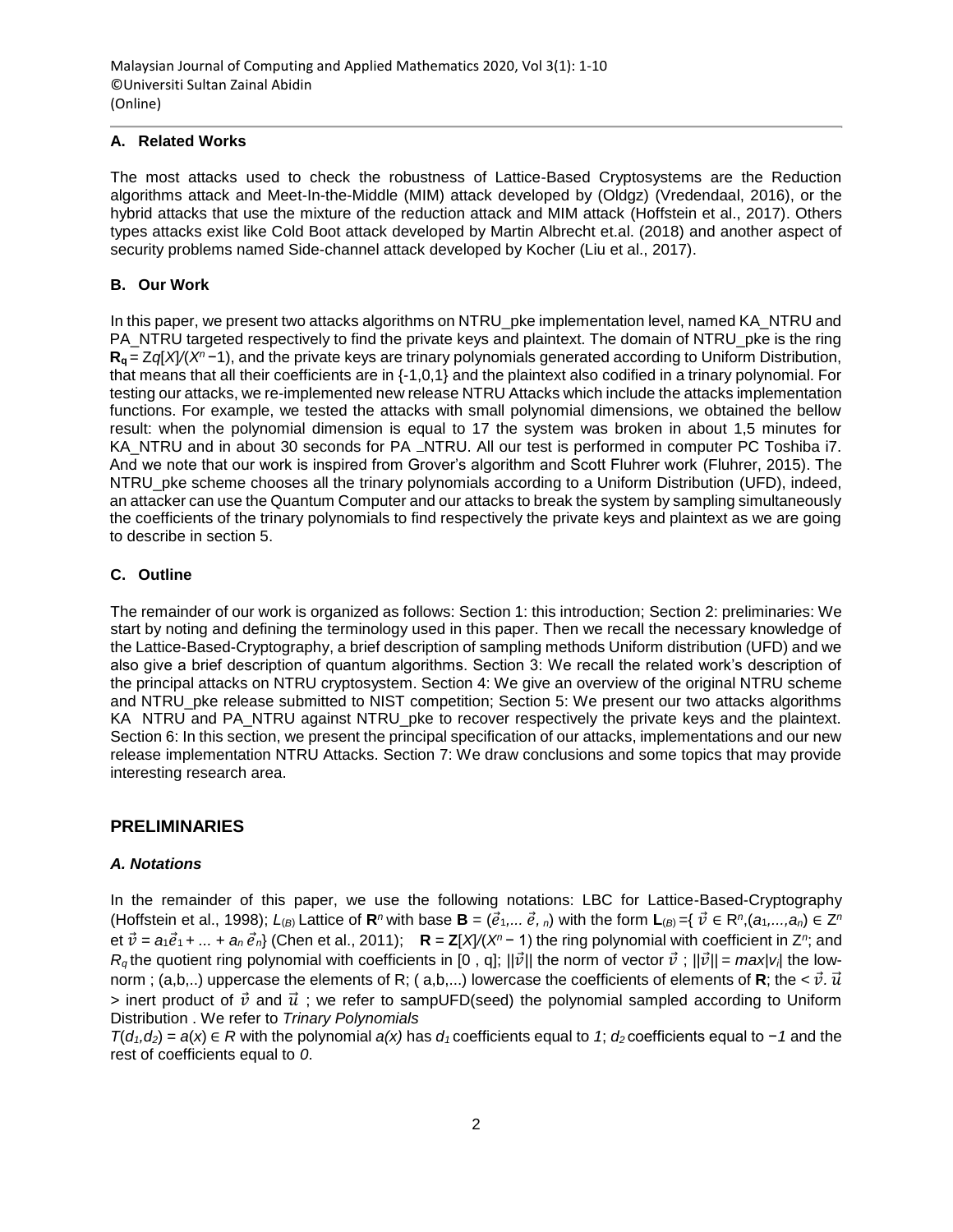### A. Related Works

The most attacks used to check the robustness of Lattice-Based Cryptosystems are the Reduction algorithms attack and Meet-In-the-Middle (MIM) attack developed by (Oldgz) (Vredendaal, 2016), or the hybrid attacks that use the mixture of the reduction attack and MIM attack (Hoffstein et al., 2017). Others types attacks exist like Cold Boot attack developed by Martin Albrecht et.al. (2018) and another aspect of security problems named Side-channel attack developed by Kocher (Liu et al., 2017).

### B. Our Work

In this paper, we present two attacks algorithms on NTRU_pke implementation level, named KA_NTRU and PA_NTRU targeted respectively to find the private keys and plaintext. The domain of NTRU_pke is the ring $\mathbf{R_q} = \mathbb{Z}q[X]/(X^n - 1)$, and the private keys are trinary polynomials generated according to Uniform Distribution, that means that all their coefficients are in {-1,0,1} and the plaintext also codified in a trinary polynomial. For testing our attacks, we re-implemented new release NTRU Attacks which include the attacks implementation functions. For example, we tested the attacks with small polynomial dimensions, we obtained the bellow result: when the polynomial dimension is equal to 17 the system was broken in about 1,5 minutes for KA_NTRU and in about 30 seconds for PA _NTRU. All our test is performed in computer PC Toshiba i7. And we note that our work is inspired from Grover's algorithm and Scott Fluhrer work (Fluhrer, 2015). The NTRU_pke scheme chooses all the trinary polynomials according to a Uniform Distribution (UFD), indeed, an attacker can use the Quantum Computer and our attacks to break the system by sampling simultaneously the coefficients of the trinary polynomials to find respectively the private keys and plaintext as we are going to describe in section 5.

### C. Outline

The remainder of our work is organized as follows: Section 1: this introduction; Section 2: preliminaries: We start by noting and defining the terminology used in this paper. Then we recall the necessary knowledge of the Lattice-Based-Cryptography, a brief description of sampling methods Uniform distribution (UFD) and we also give a brief description of quantum algorithms. Section 3: We recall the related work's description of the principal attacks on NTRU cryptosystem. Section 4: We give an overview of the original NTRU scheme and NTRU_pke release submitted to NIST competition; Section 5: We present our two attacks algorithms KA NTRU and PA_NTRU against NTRU_pke to recover respectively the private keys and the plaintext. Section 6: In this section, we present the principal specification of our attacks, implementations and our new release implementation NTRU Attacks. Section 7: We draw conclusions and some topics that may provide interesting research area.

## PRELIMINARIES

### *A. Notations*

In the remainder of this paper, we use the following notations: LBC for Lattice-Based-Cryptography (Hoffstein et al., 1998); $L_{(B)}$ Lattice of $\mathbf{R}^n$ with base $\mathbf{B} = (\vec{e}_1, \ldots \vec{e}_n)$ with the form $\mathbf{L}_{(B)} = \{ \vec{v} \in \mathbb{R}^n, (a_1, \ldots, a_n) \in \mathbb{Z}^n$ et $\vec{v} = a_1\vec{e}_1 + \ldots + a_n \vec{e}_n\}$ (Chen et al., 2011); $\mathbf{R} = \mathbf{Z}[X]/(X^n - 1)$ the ring polynomial with coefficient in $\mathbb{Z}^n$; and $R_q$ the quotient ring polynomial with coefficients in [0 , q]; $||\vec{v}||$ the norm of vector $\vec{v}$ ; $||\vec{v}|| = max|v_i|$ the low-norm ; (a,b,..) uppercase the elements of R; ( a,b,...) lowercase the coefficients of elements of **R**; the $< \vec{v}. \vec{u} >$ inert product of $\vec{v}$ and $\vec{u}$ ; we refer to sampUFD(seed) the polynomial sampled according to Uniform Distribution . We refer to *Trinary Polynomials*

$T(d_1,d_2) = a(x) \in R$ with the polynomial $a(x)$ has $d_1$ coefficients equal to *1*; $d_2$ coefficients equal to $-1$ and the rest of coefficients equal to *0*.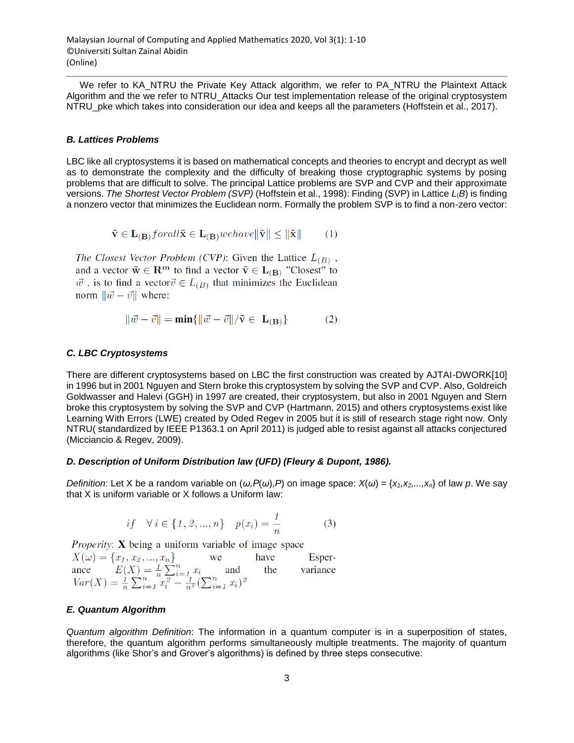We refer to KA_NTRU the Private Key Attack algorithm, we refer to PA_NTRU the Plaintext Attack Algorithm and the we refer to NTRU_Attacks Our test implementation release of the original cryptosystem NTRU_pke which takes into consideration our idea and keeps all the parameters (Hoffstein et al., 2017).

### *B. Lattices Problems*

LBC like all cryptosystems it is based on mathematical concepts and theories to encrypt and decrypt as well as to demonstrate the complexity and the difficulty of breaking those cryptographic systems by posing problems that are difficult to solve. The principal Lattice problems are SVP and CVP and their approximate versions. *The Shortest Vector Problem (SVP)* (Hoffstein et al., 1998): Finding (SVP) in Lattice $L_{(B)}$ is finding a nonzero vector that minimizes the Euclidean norm. Formally the problem SVP is to find a non-zero vector:

$$\tilde{\mathbf{v}} \in \mathbf{L}_{(\mathbf{B})} forall \tilde{\mathbf{x}} \in \mathbf{L}_{(\mathbf{B})} we have \|\tilde{\mathbf{v}}\| \leq \|\tilde{\mathbf{x}}\| \qquad (1)$$

*The Closest Vector Problem (CVP)*: Given the Lattice $L_{(B)}$ , and a vector $\tilde{\mathbf{w}} \in \mathbf{R}^{\mathbf{m}}$ to find a vector $\tilde{\mathbf{v}} \in \mathbf{L}_{(\mathbf{B})}$ "Closest" to $\vec{w}$ , is to find a vector $\vec{v} \in L_{(B)}$ that minimizes the Euclidean norm $\|\vec{w} - \vec{v}\|$ where:

$$\|\vec{w} - \vec{v}\| = \mathbf{min}\{\|\vec{w} - \vec{v}\| / \tilde{\mathbf{v}} \in \mathbf{L}_{(\mathbf{B})}\} \qquad (2)$$

### *C. LBC Cryptosystems*

There are different cryptosystems based on LBC the first construction was created by AJTAI-DWORK[10] in 1996 but in 2001 Nguyen and Stern broke this cryptosystem by solving the SVP and CVP. Also, Goldreich Goldwasser and Halevi (GGH) in 1997 are created, their cryptosystem, but also in 2001 Nguyen and Stern broke this cryptosystem by solving the SVP and CVP (Hartmann, 2015) and others cryptosystems exist like Learning With Errors (LWE) created by Oded Regev in 2005 but it is still of research stage right now. Only NTRU( standardized by IEEE P1363.1 on April 2011) is judged able to resist against all attacks conjectured (Micciancio & Regev, 2009).

### *D. Description of Uniform Distribution law (UFD) (Fleury & Dupont, 1986).*

*Definition*: Let X be a random variable on $(\omega, P(\omega), P)$ on image space: $X(\omega) = \{x_1, x_2, ..., x_n\}$ of law $p$. We say that X is uniform variable or X follows a Uniform law:

$$if \quad \forall\, i \in \{1, 2, ..., n\} \quad p(x_i) = \frac{1}{n} \qquad (3)$$

*Properity*: **X** being a uniform variable of image space $X(\omega) = \{x_1, x_2, ..., x_n\}$ we have the Esperance $E(X) = \frac{1}{n}\sum_{i=1}^{n} x_i$ and variance $Var(X) = \frac{1}{n}\sum_{i=1}^{n} x_i^2 - \frac{1}{n^2}(\sum_{i=1}^{n} x_i)^2$

### *E. Quantum Algorithm*

*Quantum algorithm Definition*: The information in a quantum computer is in a superposition of states, therefore, the quantum algorithm performs simultaneously multiple treatments. The majority of quantum algorithms (like Shor's and Grover's algorithms) is defined by three steps consecutive: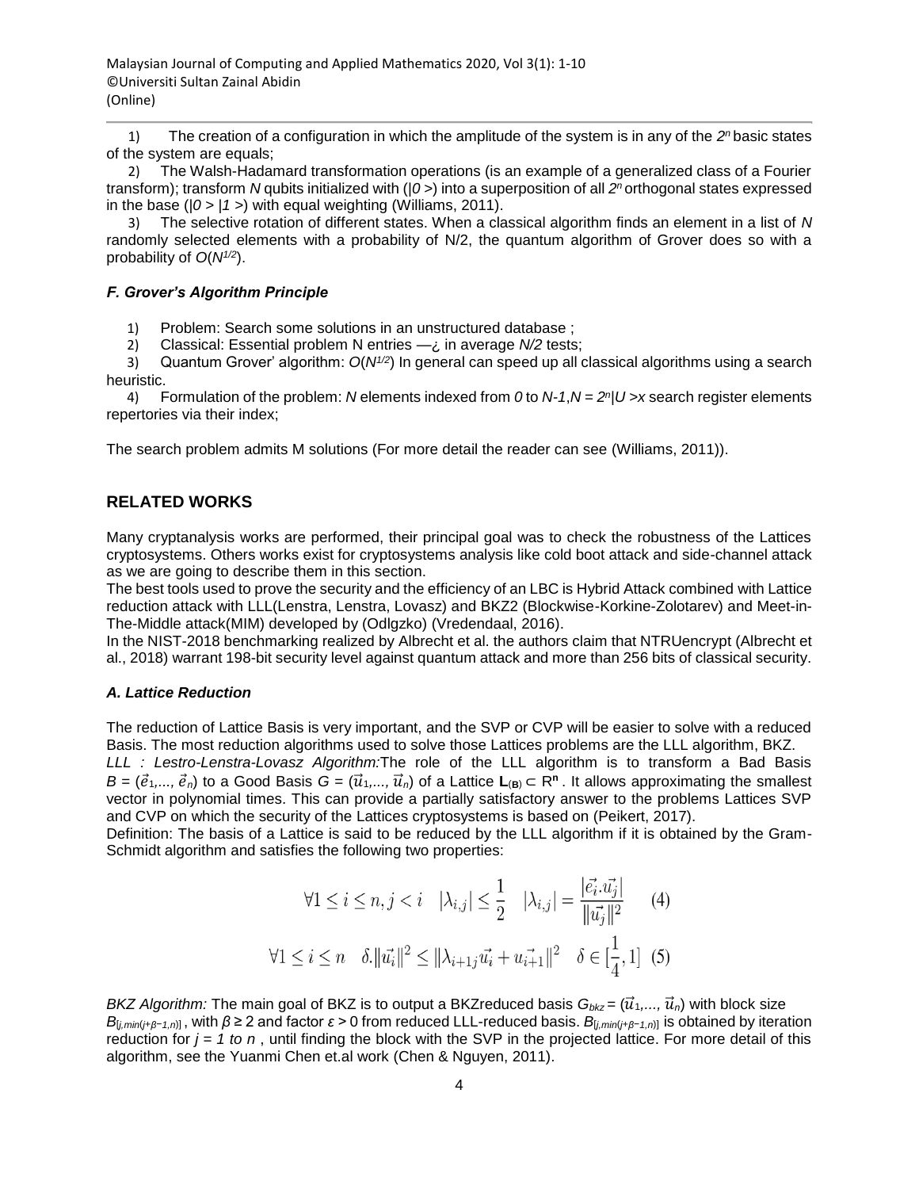1) The creation of a configuration in which the amplitude of the system is in any of the $2^n$ basic states of the system are equals;

2) The Walsh-Hadamard transformation operations (is an example of a generalized class of a Fourier transform); transform $N$ qubits initialized with ($|0>$) into a superposition of all $2^n$ orthogonal states expressed in the base ($|0>|1>$) with equal weighting (Williams, 2011).

3) The selective rotation of different states. When a classical algorithm finds an element in a list of $N$ randomly selected elements with a probability of N/2, the quantum algorithm of Grover does so with a probability of $O(N^{1/2})$.

### *F. Grover's Algorithm Principle*

1) Problem: Search some solutions in an unstructured database ;

2) Classical: Essential problem N entries —¿ in average $N/2$ tests;

3) Quantum Grover' algorithm: $O(N^{1/2})$ In general can speed up all classical algorithms using a search heuristic.

4) Formulation of the problem: $N$ elements indexed from $0$ to $N-1, N = 2^n |U>x$ search register elements repertories via their index;

The search problem admits M solutions (For more detail the reader can see (Williams, 2011)).

## RELATED WORKS

Many cryptanalysis works are performed, their principal goal was to check the robustness of the Lattices cryptosystems. Others works exist for cryptosystems analysis like cold boot attack and side-channel attack as we are going to describe them in this section.

The best tools used to prove the security and the efficiency of an LBC is Hybrid Attack combined with Lattice reduction attack with LLL(Lenstra, Lenstra, Lovasz) and BKZ2 (Blockwise-Korkine-Zolotarev) and Meet-in-The-Middle attack(MIM) developed by (Odlgzko) (Vredendaal, 2016).

In the NIST-2018 benchmarking realized by Albrecht et al. the authors claim that NTRUencrypt (Albrecht et al., 2018) warrant 198-bit security level against quantum attack and more than 256 bits of classical security.

### *A. Lattice Reduction*

The reduction of Lattice Basis is very important, and the SVP or CVP will be easier to solve with a reduced Basis. The most reduction algorithms used to solve those Lattices problems are the LLL algorithm, BKZ.

*LLL : Lestro-Lenstra-Lovasz Algorithm:* The role of the LLL algorithm is to transform a Bad Basis $B = (\vec{e}_1, ..., \vec{e}_n)$ to a Good Basis $G = (\vec{u}_1, ..., \vec{u}_n)$ of a Lattice $\mathbf{L}_{(\mathbf{B})} \subset \mathbb{R}^{\mathbf{n}}$. It allows approximating the smallest vector in polynomial times. This can provide a partially satisfactory answer to the problems Lattices SVP and CVP on which the security of the Lattices cryptosystems is based on (Peikert, 2017).

Definition: The basis of a Lattice is said to be reduced by the LLL algorithm if it is obtained by the Gram-Schmidt algorithm and satisfies the following two properties:

$$\forall 1 \leq i \leq n, j < i \quad |\lambda_{i,j}| \leq \frac{1}{2} \quad |\lambda_{i,j}| = \frac{|\vec{e_i}.\vec{u_j}|}{\|\vec{u_j}\|^2} \qquad (4)$$

$$\forall 1 \leq i \leq n \quad \delta.\|\vec{u_i}\|^2 \leq \|\lambda_{i+1j}\vec{u_i} + \vec{u_{i+1}}\|^2 \quad \delta \in [\frac{1}{4}, 1] \quad (5)$$

*BKZ Algorithm:* The main goal of BKZ is to output a BKZreduced basis $G_{bkz} = (\vec{u}_1, ..., \vec{u}_n)$ with block size $B_{[j,min(j+\beta-1,n)]}$, with $\beta \geq 2$ and factor $\varepsilon > 0$ from reduced LLL-reduced basis. $B_{[j,min(j+\beta-1,n)]}$ is obtained by iteration reduction for $j = 1$ *to* $n$ , until finding the block with the SVP in the projected lattice. For more detail of this algorithm, see the Yuanmi Chen et.al work (Chen & Nguyen, 2011).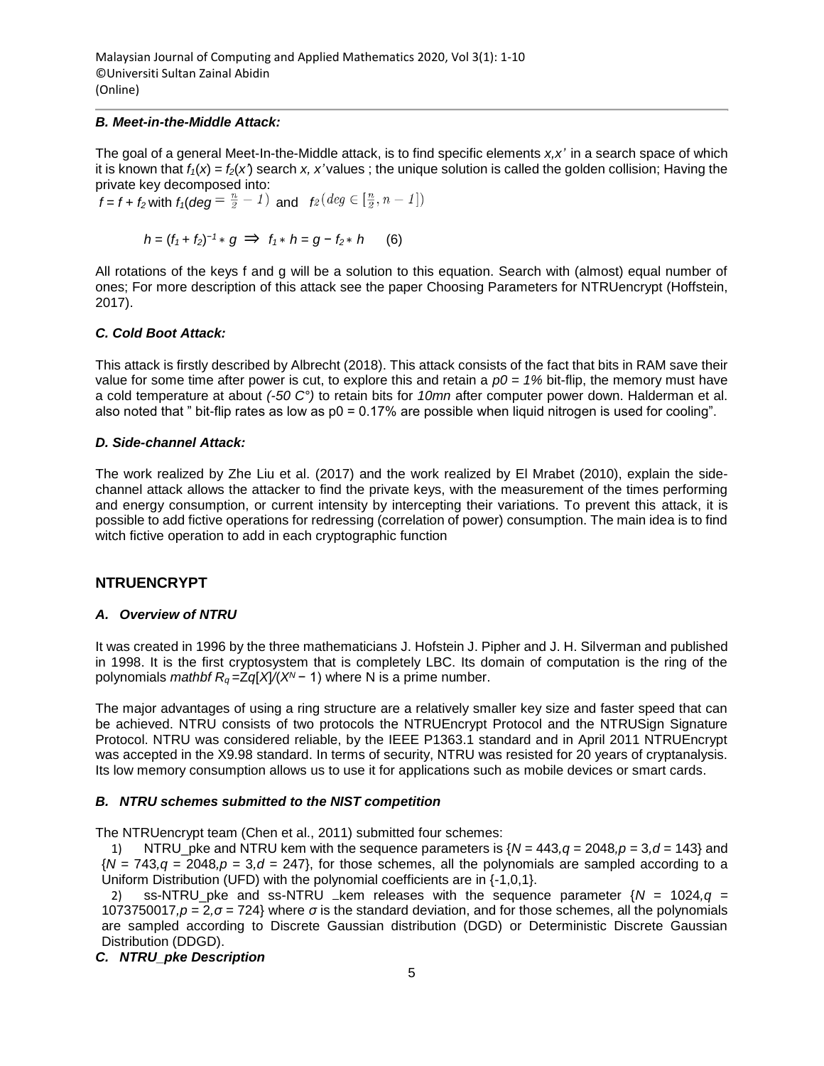### *B. Meet-in-the-Middle Attack:*

The goal of a general Meet-In-the-Middle attack, is to find specific elements *x,x'* in a search space of which it is known that $f_1(x) = f_2(x')$ search *x, x'* values ; the unique solution is called the golden collision; Having the private key decomposed into:

$f = f + f_2$ with $f_1(deg = \frac{n}{2} - 1)$ and $f_2(deg \in [\frac{n}{2}, n - 1])$

$$h = (f_1 + f_2)^{-1} * g \Rightarrow f_1 * h = g - f_2 * h \quad (6)$$

All rotations of the keys f and g will be a solution to this equation. Search with (almost) equal number of ones; For more description of this attack see the paper Choosing Parameters for NTRUencrypt (Hoffstein, 2017).

### *C. Cold Boot Attack:*

This attack is firstly described by Albrecht (2018). This attack consists of the fact that bits in RAM save their value for some time after power is cut, to explore this and retain a *p0 = 1%* bit-flip, the memory must have a cold temperature at about *(-50 C°)* to retain bits for *10mn* after computer power down. Halderman et al. also noted that " bit-flip rates as low as p0 = 0.17% are possible when liquid nitrogen is used for cooling".

### *D. Side-channel Attack:*

The work realized by Zhe Liu et al. (2017) and the work realized by El Mrabet (2010), explain the side-channel attack allows the attacker to find the private keys, with the measurement of the times performing and energy consumption, or current intensity by intercepting their variations. To prevent this attack, it is possible to add fictive operations for redressing (correlation of power) consumption. The main idea is to find witch fictive operation to add in each cryptographic function

## NTRUENCRYPT

### *A. Overview of NTRU*

It was created in 1996 by the three mathematicians J. Hofstein J. Pipher and J. H. Silverman and published in 1998. It is the first cryptosystem that is completely LBC. Its domain of computation is the ring of the polynomials *mathbf* $R_q = \mathbb{Z}q[X]/(X^N - 1)$ where N is a prime number.

The major advantages of using a ring structure are a relatively smaller key size and faster speed that can be achieved. NTRU consists of two protocols the NTRUEncrypt Protocol and the NTRUSign Signature Protocol. NTRU was considered reliable, by the IEEE P1363.1 standard and in April 2011 NTRUEncrypt was accepted in the X9.98 standard. In terms of security, NTRU was resisted for 20 years of cryptanalysis. Its low memory consumption allows us to use it for applications such as mobile devices or smart cards.

### *B. NTRU schemes submitted to the NIST competition*

The NTRUencrypt team (Chen et al., 2011) submitted four schemes:

1) NTRU_pke and NTRU kem with the sequence parameters is $\{N = 443, q = 2048, p = 3, d = 143\}$ and $\{N = 743, q = 2048, p = 3, d = 247\}$, for those schemes, all the polynomials are sampled according to a Uniform Distribution (UFD) with the polynomial coefficients are in {-1,0,1}.
2) ss-NTRU_pke and ss-NTRU _kem releases with the sequence parameter $\{N = 1024, q = 1073750017, p = 2, \sigma = 724\}$ where $\sigma$ is the standard deviation, and for those schemes, all the polynomials are sampled according to Discrete Gaussian distribution (DGD) or Deterministic Discrete Gaussian Distribution (DDGD).

### *C. NTRU_pke Description*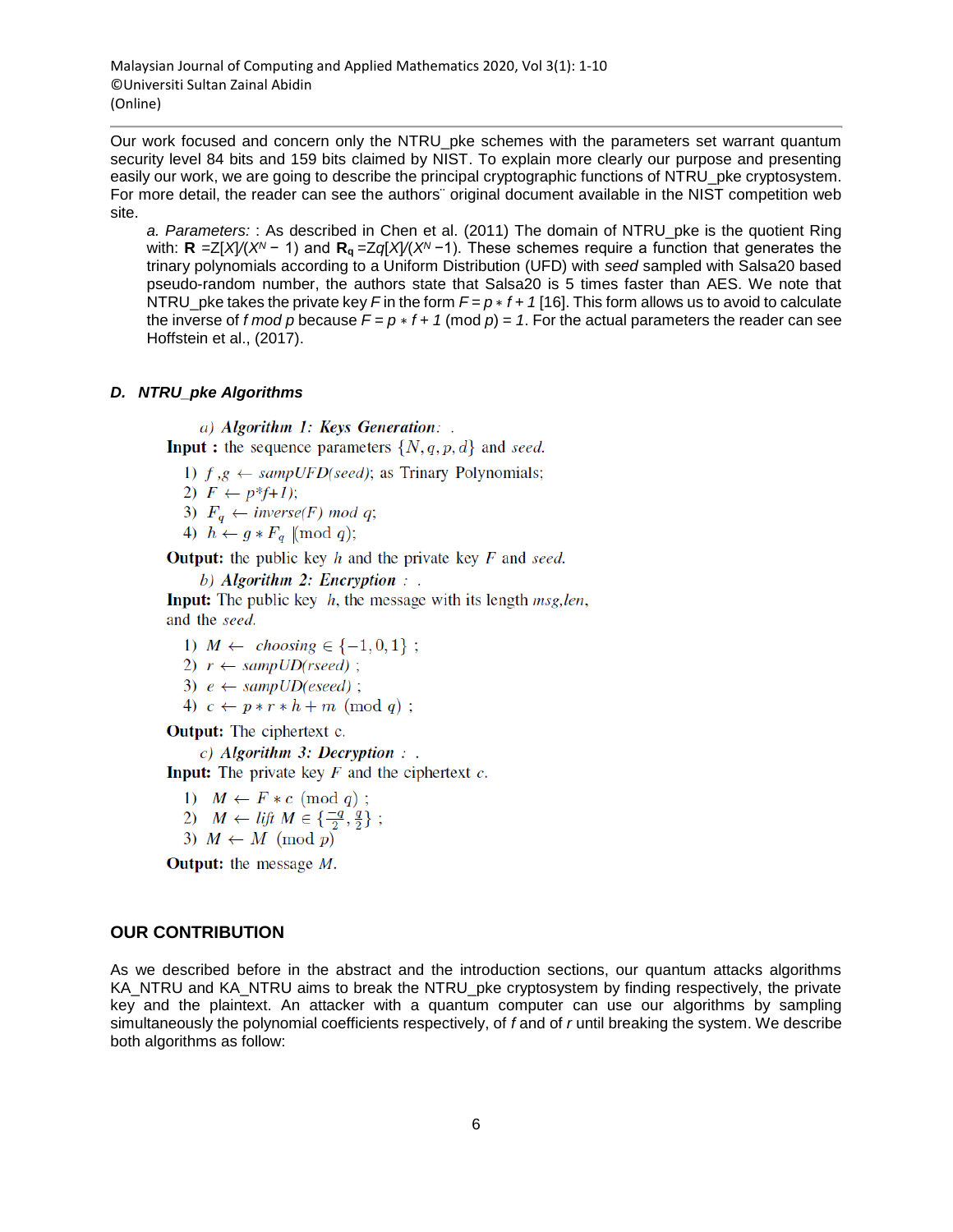Our work focused and concern only the NTRU_pke schemes with the parameters set warrant quantum security level 84 bits and 159 bits claimed by NIST. To explain more clearly our purpose and presenting easily our work, we are going to describe the principal cryptographic functions of NTRU_pke cryptosystem. For more detail, the reader can see the authors¨ original document available in the NIST competition web site.

*a. Parameters:* : As described in Chen et al. (2011) The domain of NTRU_pke is the quotient Ring with: **R** $=\mathbb{Z}[X]/(X^N - 1)$ and $\mathbf{R_q} = \mathbb{Z}q[X]/(X^N - 1)$. These schemes require a function that generates the trinary polynomials according to a Uniform Distribution (UFD) with *seed* sampled with Salsa20 based pseudo-random number, the authors state that Salsa20 is 5 times faster than AES. We note that NTRU_pke takes the private key $F$ in the form $F = p * f + 1$ [16]. This form allows us to avoid to calculate the inverse of $f \bmod p$ because $F = p * f + 1 \pmod p = 1$. For the actual parameters the reader can see Hoffstein et al., (2017).

### D. NTRU_pke Algorithms

*a) Algorithm 1: Keys Generation:* .

**Input :** the sequence parameters $\{N, q, p, d\}$ and *seed*.

1) $f, g \leftarrow sampUFD(seed)$; as Trinary Polynomials;
2) $F \leftarrow p*f+1$;
3) $F_q \leftarrow inverse(F) \bmod q$;
4) $h \leftarrow g * F_q \pmod q$;

**Output:** the public key $h$ and the private key $F$ and *seed*.

*b) Algorithm 2: Encryption* : .

**Input:** The public key $h$, the message with its length *msg,len*, and the *seed*.

1) $M \leftarrow choosing \in \{-1, 0, 1\}$ ;
2) $r \leftarrow sampUD(rseed)$ ;
3) $e \leftarrow sampUD(eseed)$ ;
4) $c \leftarrow p * r * h + m \pmod q$ ;

**Output:** The ciphertext c.

*c) Algorithm 3: Decryption* : .

**Input:** The private key $F$ and the ciphertext $c$.

1) $M \leftarrow F * c \pmod q$ ;
2) $M \leftarrow lift\ M \in \{\frac{-q}{2}, \frac{q}{2}\}$ ;
3) $M \leftarrow M \pmod p$

**Output:** the message $M$.

## OUR CONTRIBUTION

As we described before in the abstract and the introduction sections, our quantum attacks algorithms KA_NTRU and KA_NTRU aims to break the NTRU_pke cryptosystem by finding respectively, the private key and the plaintext. An attacker with a quantum computer can use our algorithms by sampling simultaneously the polynomial coefficients respectively, of $f$ and of $r$ until breaking the system. We describe both algorithms as follow: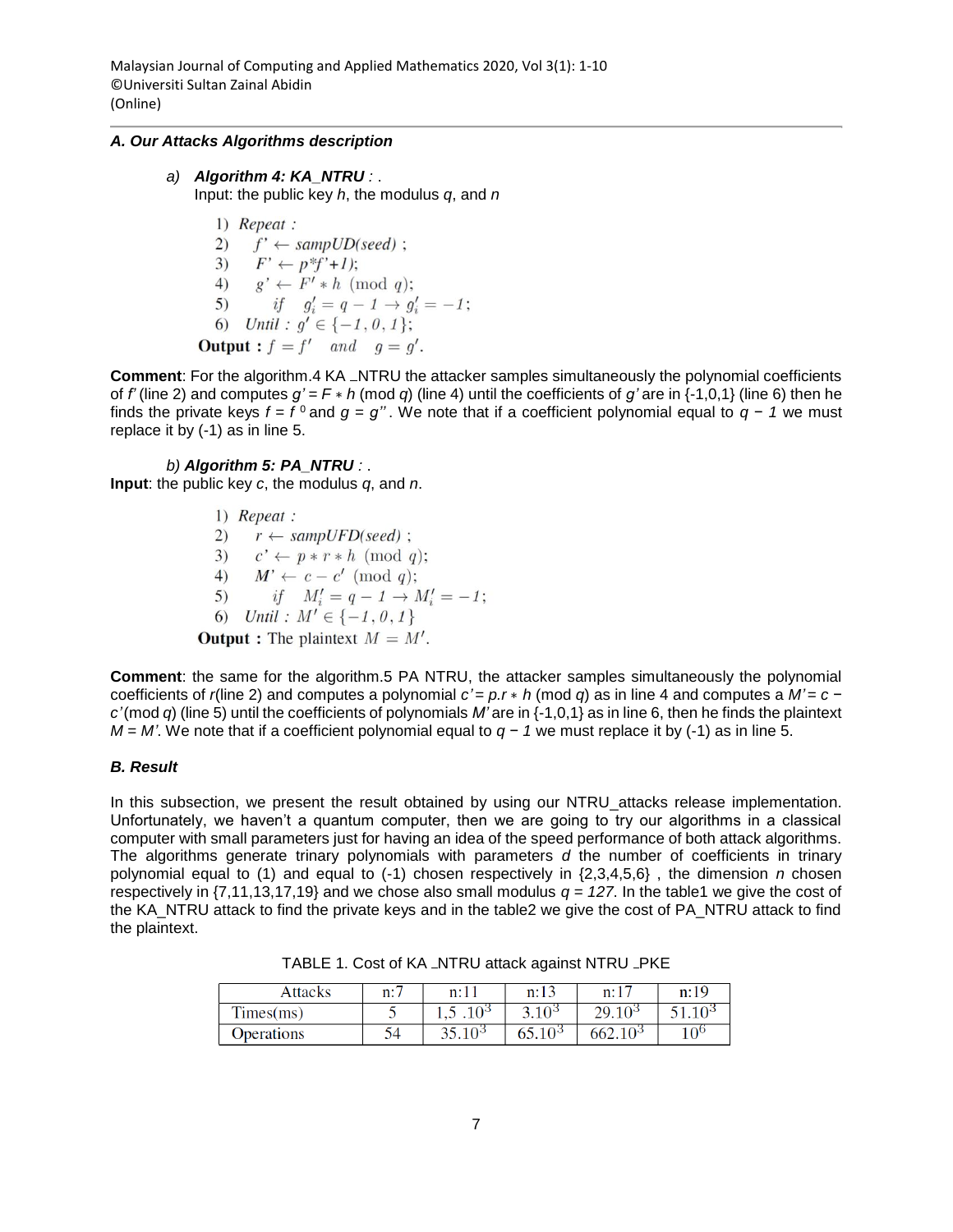### *A. Our Attacks Algorithms description*

a) ***Algorithm 4: KA_NTRU*** *: .*
Input: the public key *h*, the modulus *q*, and *n*

1) *Repeat :*
2) $f' \leftarrow sampUD(seed)$ ;
3) $F' \leftarrow p*f'+1)$;
4) $g' \leftarrow F' * h \pmod{q}$;
5) *if* $g'_i = q-1 \rightarrow g'_i = -1$;
6) *Until :* $g' \in \{-1, 0, 1\}$;

**Output :** $f = f'$ *and* $g = g'$.

**Comment**: For the algorithm.4 KA _NTRU the attacker samples simultaneously the polynomial coefficients of *f'* (line 2) and computes $g' = F * h \pmod{q}$ (line 4) until the coefficients of *g'* are in {-1,0,1} (line 6) then he finds the private keys $f = f^{0}$ and $g = g''$. We note that if a coefficient polynomial equal to $q - 1$ we must replace it by (-1) as in line 5.

b) ***Algorithm 5: PA_NTRU*** *: .*
**Input**: the public key *c*, the modulus *q*, and *n*.

1) *Repeat :*
2) $r \leftarrow sampUFD(seed)$ ;
3) $c' \leftarrow p * r * h \pmod{q}$;
4) $M' \leftarrow c - c' \pmod{q}$;
5) *if* $M'_i = q-1 \rightarrow M'_i = -1$;
6) *Until :* $M' \in \{-1, 0, 1\}$

**Output :** The plaintext $M = M'$.

**Comment**: the same for the algorithm.5 PA NTRU, the attacker samples simultaneously the polynomial coefficients of *r*(line 2) and computes a polynomial $c' = p.r * h \pmod{q}$ as in line 4 and computes a $M' = c - c' \pmod{q}$ (line 5) until the coefficients of polynomials *M'* are in {-1,0,1} as in line 6, then he finds the plaintext $M = M'$. We note that if a coefficient polynomial equal to $q - 1$ we must replace it by (-1) as in line 5.

### *B. Result*

In this subsection, we present the result obtained by using our NTRU_attacks release implementation. Unfortunately, we haven't a quantum computer, then we are going to try our algorithms in a classical computer with small parameters just for having an idea of the speed performance of both attack algorithms. The algorithms generate trinary polynomials with parameters *d* the number of coefficients in trinary polynomial equal to (1) and equal to (-1) chosen respectively in {2,3,4,5,6} , the dimension *n* chosen respectively in {7,11,13,17,19} and we chose also small modulus $q = 127$. In the table1 we give the cost of the KA_NTRU attack to find the private keys and in the table2 we give the cost of PA_NTRU attack to find the plaintext.

TABLE 1. Cost of KA _NTRU attack against NTRU _PKE

| Attacks | n:7 | n:11 | n:13 | n:17 | n:19 |
|---|---|---|---|---|---|
| Times(ms) | 5 | $1{,}5\ .10^3$ | $3.10^3$ | $29.10^3$ | $51.10^3$ |
| Operations | 54 | $35.10^3$ | $65.10^3$ | $662.10^3$ | $10^6$ |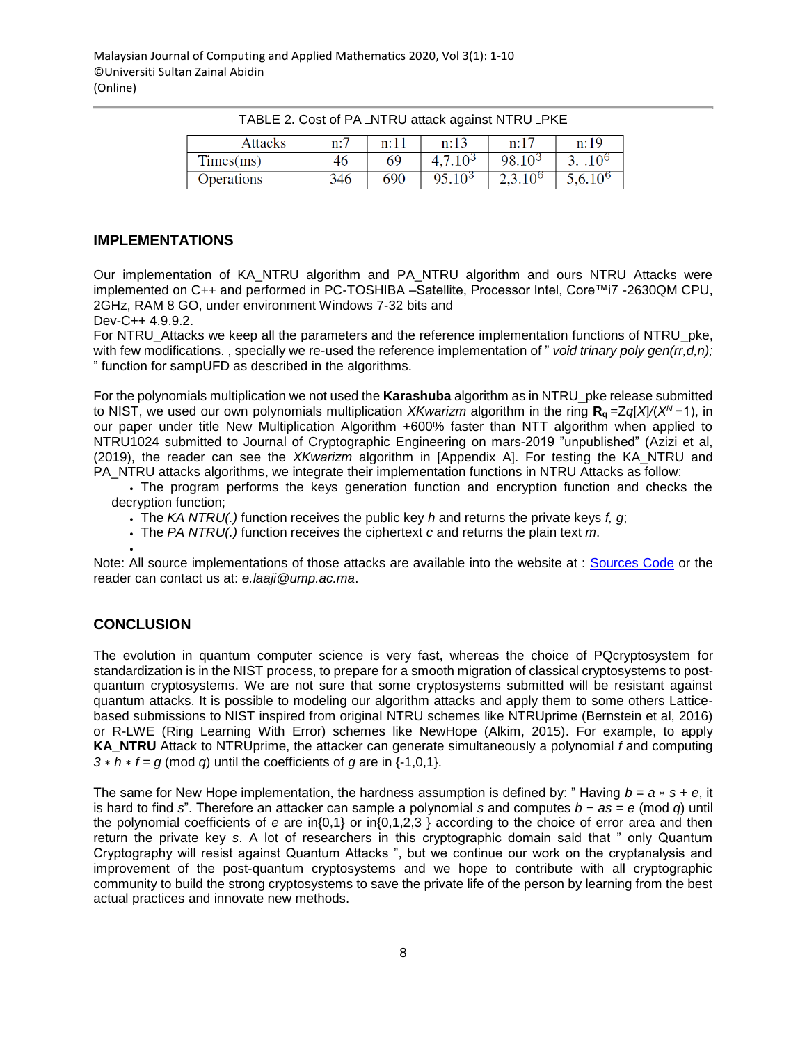TABLE 2. Cost of PA _NTRU attack against NTRU _PKE

| Attacks | n:7 | n:11 | n:13 | n:17 | n:19 |
|---|---|---|---|---|---|
| Times(ms) | 46 | 69 | $4{,}7.10^3$ | $98.10^3$ | $3.\ .10^6$ |
| Operations | 346 | 690 | $95.10^3$ | $2{,}3.10^6$ | $5{,}6.10^6$ |

## IMPLEMENTATIONS

Our implementation of KA_NTRU algorithm and PA_NTRU algorithm and ours NTRU Attacks were implemented on C++ and performed in PC-TOSHIBA –Satellite, Processor Intel, Core™i7 -2630QM CPU, 2GHz, RAM 8 GO, under environment Windows 7-32 bits and
Dev-C++ 4.9.9.2.
For NTRU_Attacks we keep all the parameters and the reference implementation functions of NTRU_pke, with few modifications. , specially we re-used the reference implementation of " *void trinary poly gen(rr,d,n);* " function for sampUFD as described in the algorithms.

For the polynomials multiplication we not used the **Karashuba** algorithm as in NTRU_pke release submitted to NIST, we used our own polynomials multiplication *XKwarizm* algorithm in the ring $\mathbf{R_q} = Zq[X]/(X^N - 1)$, in our paper under title New Multiplication Algorithm +600% faster than NTT algorithm when applied to NTRU1024 submitted to Journal of Cryptographic Engineering on mars-2019 "unpublished" (Azizi et al, (2019), the reader can see the *XKwarizm* algorithm in [Appendix A]. For testing the KA_NTRU and PA_NTRU attacks algorithms, we integrate their implementation functions in NTRU Attacks as follow:

- The program performs the keys generation function and encryption function and checks the decryption function;
- The *KA NTRU(.)* function receives the public key $h$ and returns the private keys $f$, $g$;
- The *PA NTRU(.)* function receives the ciphertext $c$ and returns the plain text $m$.

Note: All source implementations of those attacks are available into the website at : Sources Code or the reader can contact us at: *e.laaji@ump.ac.ma*.

## CONCLUSION

The evolution in quantum computer science is very fast, whereas the choice of PQcryptosystem for standardization is in the NIST process, to prepare for a smooth migration of classical cryptosystems to post-quantum cryptosystems. We are not sure that some cryptosystems submitted will be resistant against quantum attacks. It is possible to modeling our algorithm attacks and apply them to some others Lattice-based submissions to NIST inspired from original NTRU schemes like NTRUprime (Bernstein et al, 2016) or R-LWE (Ring Learning With Error) schemes like NewHope (Alkim, 2015). For example, to apply **KA_NTRU** Attack to NTRUprime, the attacker can generate simultaneously a polynomial $f$ and computing $3 * h * f = g \pmod q$ until the coefficients of $g$ are in {-1,0,1}.

The same for New Hope implementation, the hardness assumption is defined by: " Having $b = a * s + e$, it is hard to find $s$". Therefore an attacker can sample a polynomial $s$ and computes $b - as = e \pmod q$ until the polynomial coefficients of $e$ are in{0,1} or in{0,1,2,3 } according to the choice of error area and then return the private key $s$. A lot of researchers in this cryptographic domain said that " only Quantum Cryptography will resist against Quantum Attacks ", but we continue our work on the cryptanalysis and improvement of the post-quantum cryptosystems and we hope to contribute with all cryptographic community to build the strong cryptosystems to save the private life of the person by learning from the best actual practices and innovate new methods.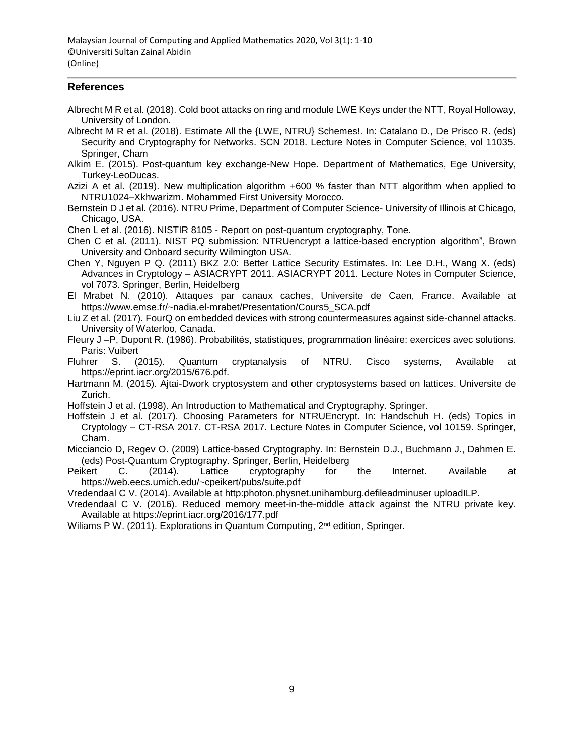## References

Albrecht M R et al. (2018). Cold boot attacks on ring and module LWE Keys under the NTT, Royal Holloway, University of London.

Albrecht M R et al. (2018). Estimate All the {LWE, NTRU} Schemes!. In: Catalano D., De Prisco R. (eds) Security and Cryptography for Networks. SCN 2018. Lecture Notes in Computer Science, vol 11035. Springer, Cham

Alkim E. (2015). Post-quantum key exchange-New Hope. Department of Mathematics, Ege University, Turkey-LeoDucas.

Azizi A et al. (2019). New multiplication algorithm +600 % faster than NTT algorithm when applied to NTRU1024–Xkhwarizm. Mohammed First University Morocco.

Bernstein D J et al. (2016). NTRU Prime, Department of Computer Science- University of Illinois at Chicago, Chicago, USA.

Chen L et al. (2016). NISTIR 8105 - Report on post-quantum cryptography, Tone.

Chen C et al. (2011). NIST PQ submission: NTRUencrypt a lattice-based encryption algorithm", Brown University and Onboard security Wilmington USA.

Chen Y, Nguyen P Q. (2011) BKZ 2.0: Better Lattice Security Estimates. In: Lee D.H., Wang X. (eds) Advances in Cryptology – ASIACRYPT 2011. ASIACRYPT 2011. Lecture Notes in Computer Science, vol 7073. Springer, Berlin, Heidelberg

El Mrabet N. (2010). Attaques par canaux caches, Universite de Caen, France. Available at https://www.emse.fr/~nadia.el-mrabet/Presentation/Cours5_SCA.pdf

Liu Z et al. (2017). FourQ on embedded devices with strong countermeasures against side-channel attacks. University of Waterloo, Canada.

Fleury J –P, Dupont R. (1986). Probabilités, statistiques, programmation linéaire: exercices avec solutions. Paris: Vuibert

Fluhrer S. (2015). Quantum cryptanalysis of NTRU. Cisco systems, Available at https://eprint.iacr.org/2015/676.pdf.

Hartmann M. (2015). Ajtai-Dwork cryptosystem and other cryptosystems based on lattices. Universite de Zurich.

Hoffstein J et al. (1998). An Introduction to Mathematical and Cryptography. Springer.

Hoffstein J et al. (2017). Choosing Parameters for NTRUEncrypt. In: Handschuh H. (eds) Topics in Cryptology – CT-RSA 2017. CT-RSA 2017. Lecture Notes in Computer Science, vol 10159. Springer, Cham.

Micciancio D, Regev O. (2009) Lattice-based Cryptography. In: Bernstein D.J., Buchmann J., Dahmen E. (eds) Post-Quantum Cryptography. Springer, Berlin, Heidelberg

Peikert C. (2014). Lattice cryptography for the Internet. Available at https://web.eecs.umich.edu/~cpeikert/pubs/suite.pdf

Vredendaal C V. (2014). Available at http:photon.physnet.unihamburg.defileadminuser uploadILP.

Vredendaal C V. (2016). Reduced memory meet-in-the-middle attack against the NTRU private key. Available at https://eprint.iacr.org/2016/177.pdf

Wiliams P W. (2011). Explorations in Quantum Computing, 2nd edition, Springer.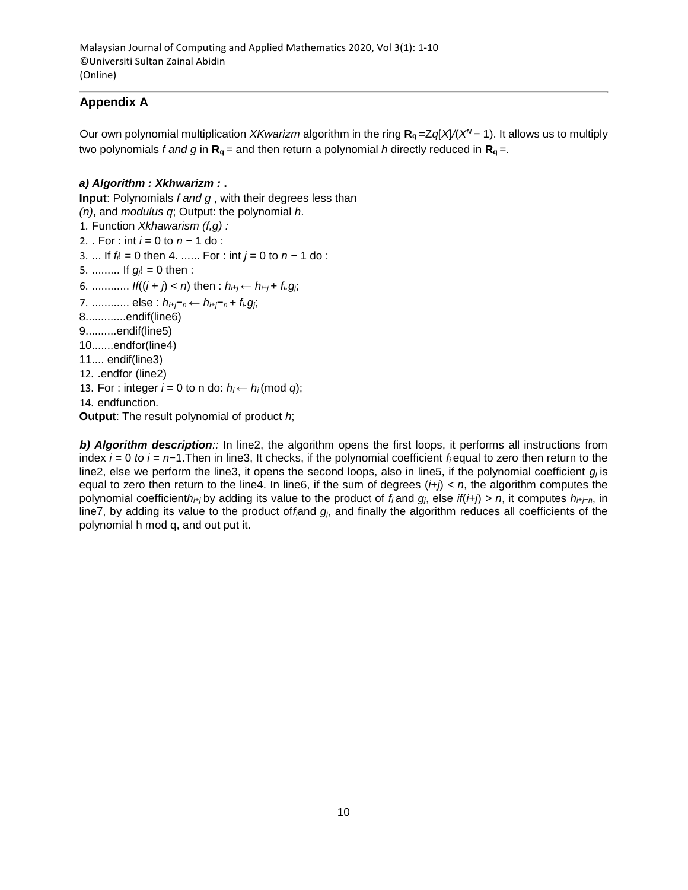## Appendix A

Our own polynomial multiplication *XKwarizm* algorithm in the ring $\mathbf{R_q} = \mathbb{Z}q[X]/(X^N - 1)$. It allows us to multiply two polynomials *f and g* in $\mathbf{R_q}$ = and then return a polynomial *h* directly reduced in $\mathbf{R_q}$ =.

***a) Algorithm : Xkhwarizm : .***

**Input**: Polynomials *f and g* , with their degrees less than *(n)*, and *modulus q*; Output: the polynomial *h*.

1. Function *Xkhawarism (f,g) :*
2. . For : int $i = 0$ to $n - 1$ do :
3. ... If $f_i! = 0$ then 4. ...... For : int $j = 0$ to $n - 1$ do :
5. ......... If $g_j! = 0$ then :
6. ............ *If*$((i + j) < n)$ then : $h_{i+j} \leftarrow h_{i+j} + f_i.g_j$;
7. ............ else : $h_{i+j-n} \leftarrow h_{i+j-n} + f_i.g_j$;
8. ............endif(line6)
9. ..........endif(line5)
10. .......endfor(line4)
11. .... endif(line3)
12. .endfor (line2)
13. For : integer $i = 0$ to n do: $h_i \leftarrow h_i \pmod q$);
14. endfunction.

**Output**: The result polynomial of product *h*;

***b) Algorithm description***:: In line2, the algorithm opens the first loops, it performs all instructions from index $i = 0$ *to* $i = n-1$.Then in line3, It checks, if the polynomial coefficient $f_i$ equal to zero then return to the line2, else we perform the line3, it opens the second loops, also in line5, if the polynomial coefficient $g_j$ is equal to zero then return to the line4. In line6, if the sum of degrees $(i+j) < n$, the algorithm computes the polynomial coefficient$h_{i+j}$ by adding its value to the product of $f_i$ and $g_j$, else *if*$(i+j) > n$, it computes $h_{i+j-n}$, in line7, by adding its value to the product of$f_i$and $g_j$, and finally the algorithm reduces all coefficients of the polynomial h mod q, and out put it.